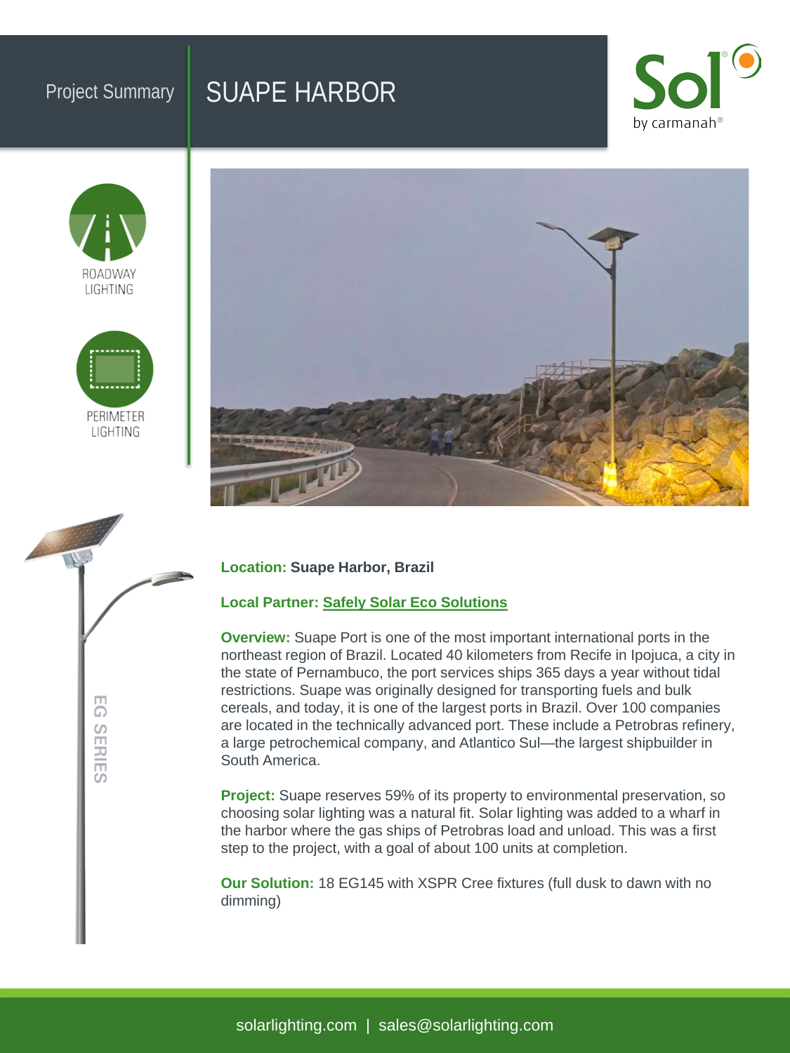Project Summary

# SUAPE HARBOR

Sol by carmanah

ROADWAY LIGHTING

PERIMETER LIGHTING

EG SERIES

**Location:** **Suape Harbor, Brazil**

**Local Partner:** **Safely Solar Eco Solutions**

**Overview:** Suape Port is one of the most important international ports in the northeast region of Brazil. Located 40 kilometers from Recife in Ipojuca, a city in the state of Pernambuco, the port services ships 365 days a year without tidal restrictions. Suape was originally designed for transporting fuels and bulk cereals, and today, it is one of the largest ports in Brazil. Over 100 companies are located in the technically advanced port. These include a Petrobras refinery, a large petrochemical company, and Atlantico Sul—the largest shipbuilder in South America.

**Project:** Suape reserves 59% of its property to environmental preservation, so choosing solar lighting was a natural fit. Solar lighting was added to a wharf in the harbor where the gas ships of Petrobras load and unload. This was a first step to the project, with a goal of about 100 units at completion.

**Our Solution:** 18 EG145 with XSPR Cree fixtures (full dusk to dawn with no dimming)

solarlighting.com | sales@solarlighting.com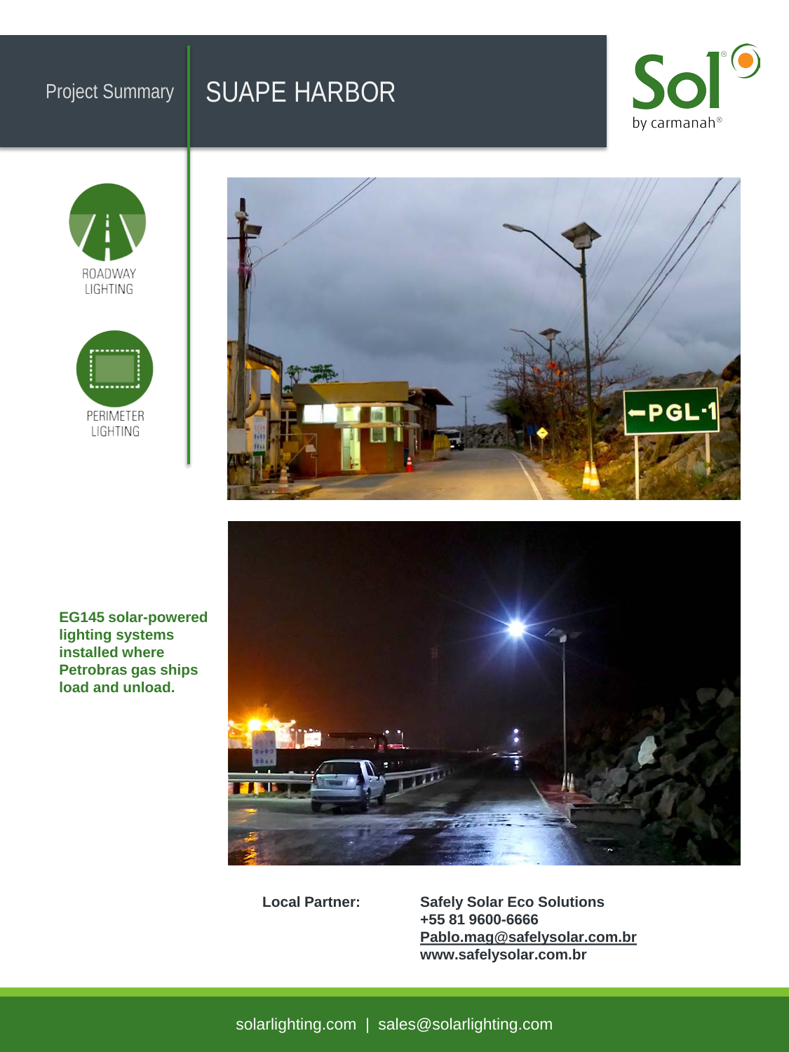Project Summary

# SUAPE HARBOR

Sol by carmanah®

ROADWAY LIGHTING

PERIMETER LIGHTING

**EG145 solar-powered lighting systems installed where Petrobras gas ships load and unload.**

**Local Partner:**

**Safely Solar Eco Solutions**
**+55 81 9600-6666**
**Pablo.mag@safelysolar.com.br**
**www.safelysolar.com.br**

solarlighting.com | sales@solarlighting.com